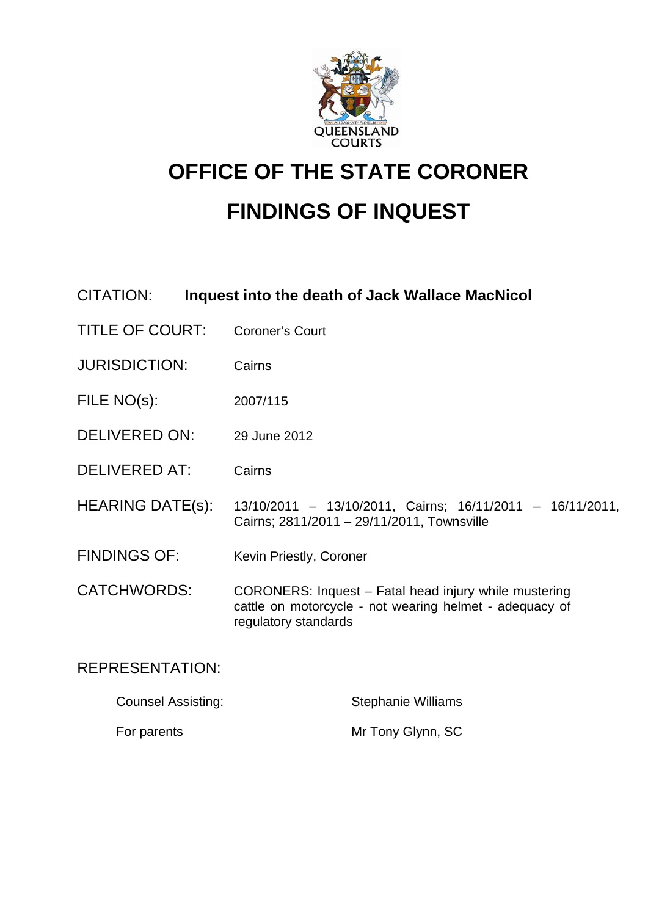# OFFICE OF THE STATE CORONER

# FINDINGS OF INQUEST

| | |
|---|---|
| CITATION: | **Inquest into the death of Jack Wallace MacNicol** |
| TITLE OF COURT: | Coroner's Court |
| JURISDICTION: | Cairns |
| FILE NO(s): | 2007/115 |
| DELIVERED ON: | 29 June 2012 |
| DELIVERED AT: | Cairns |
| HEARING DATE(s): | 13/10/2011 – 13/10/2011, Cairns; 16/11/2011 – 16/11/2011, Cairns; 2811/2011 – 29/11/2011, Townsville |
| FINDINGS OF: | Kevin Priestly, Coroner |
| CATCHWORDS: | CORONERS: Inquest – Fatal head injury while mustering cattle on motorcycle - not wearing helmet - adequacy of regulatory standards |

REPRESENTATION:

| | |
|---|---|
| Counsel Assisting: | Stephanie Williams |
| For parents | Mr Tony Glynn, SC |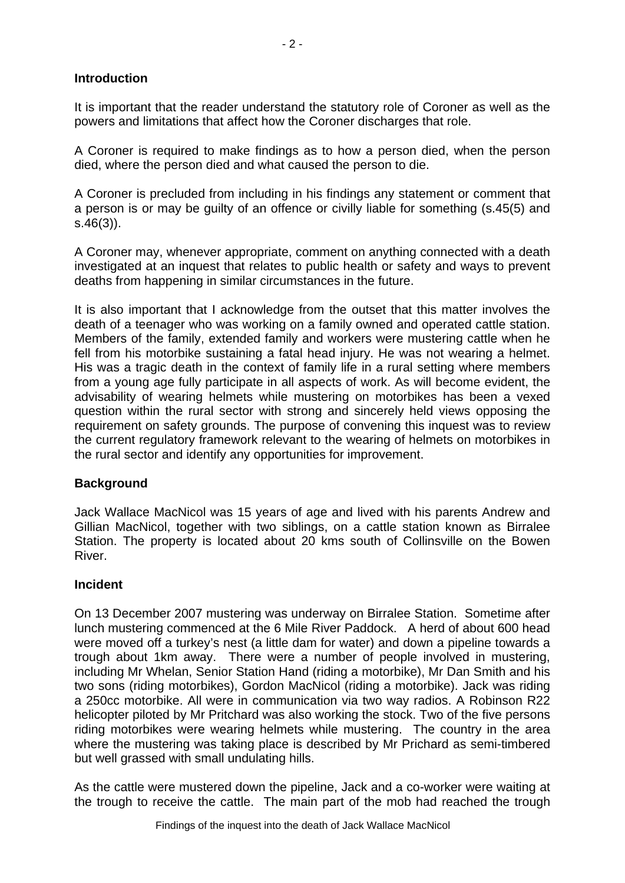## Introduction

It is important that the reader understand the statutory role of Coroner as well as the powers and limitations that affect how the Coroner discharges that role.

A Coroner is required to make findings as to how a person died, when the person died, where the person died and what caused the person to die.

A Coroner is precluded from including in his findings any statement or comment that a person is or may be guilty of an offence or civilly liable for something (s.45(5) and s.46(3)).

A Coroner may, whenever appropriate, comment on anything connected with a death investigated at an inquest that relates to public health or safety and ways to prevent deaths from happening in similar circumstances in the future.

It is also important that I acknowledge from the outset that this matter involves the death of a teenager who was working on a family owned and operated cattle station. Members of the family, extended family and workers were mustering cattle when he fell from his motorbike sustaining a fatal head injury. He was not wearing a helmet. His was a tragic death in the context of family life in a rural setting where members from a young age fully participate in all aspects of work. As will become evident, the advisability of wearing helmets while mustering on motorbikes has been a vexed question within the rural sector with strong and sincerely held views opposing the requirement on safety grounds. The purpose of convening this inquest was to review the current regulatory framework relevant to the wearing of helmets on motorbikes in the rural sector and identify any opportunities for improvement.

## Background

Jack Wallace MacNicol was 15 years of age and lived with his parents Andrew and Gillian MacNicol, together with two siblings, on a cattle station known as Birralee Station. The property is located about 20 kms south of Collinsville on the Bowen River.

## Incident

On 13 December 2007 mustering was underway on Birralee Station. Sometime after lunch mustering commenced at the 6 Mile River Paddock. A herd of about 600 head were moved off a turkey's nest (a little dam for water) and down a pipeline towards a trough about 1km away. There were a number of people involved in mustering, including Mr Whelan, Senior Station Hand (riding a motorbike), Mr Dan Smith and his two sons (riding motorbikes), Gordon MacNicol (riding a motorbike). Jack was riding a 250cc motorbike. All were in communication via two way radios. A Robinson R22 helicopter piloted by Mr Pritchard was also working the stock. Two of the five persons riding motorbikes were wearing helmets while mustering. The country in the area where the mustering was taking place is described by Mr Prichard as semi-timbered but well grassed with small undulating hills.

As the cattle were mustered down the pipeline, Jack and a co-worker were waiting at the trough to receive the cattle. The main part of the mob had reached the trough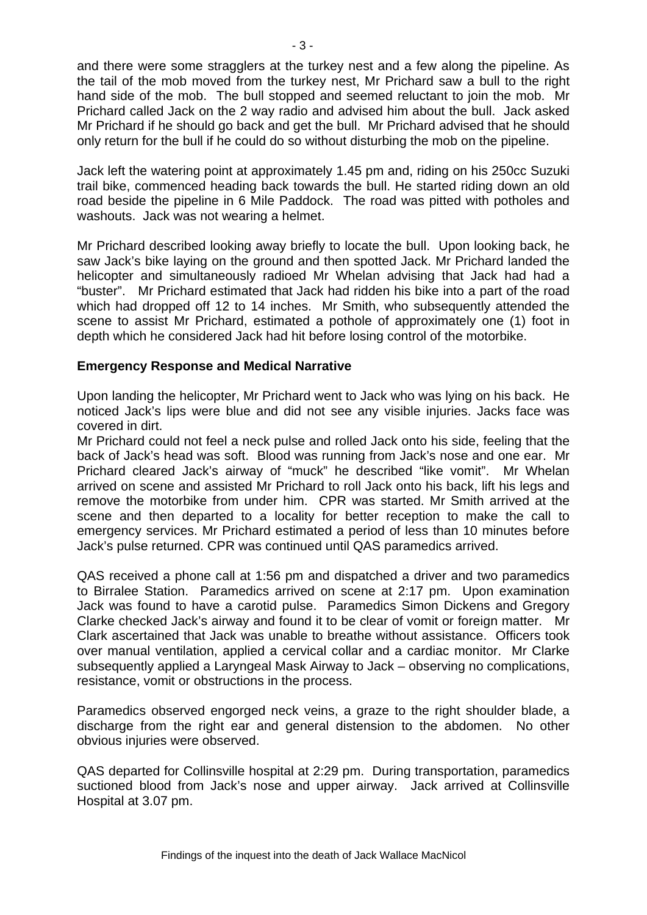and there were some stragglers at the turkey nest and a few along the pipeline. As the tail of the mob moved from the turkey nest, Mr Prichard saw a bull to the right hand side of the mob. The bull stopped and seemed reluctant to join the mob. Mr Prichard called Jack on the 2 way radio and advised him about the bull. Jack asked Mr Prichard if he should go back and get the bull. Mr Prichard advised that he should only return for the bull if he could do so without disturbing the mob on the pipeline.

Jack left the watering point at approximately 1.45 pm and, riding on his 250cc Suzuki trail bike, commenced heading back towards the bull. He started riding down an old road beside the pipeline in 6 Mile Paddock. The road was pitted with potholes and washouts. Jack was not wearing a helmet.

Mr Prichard described looking away briefly to locate the bull. Upon looking back, he saw Jack's bike laying on the ground and then spotted Jack. Mr Prichard landed the helicopter and simultaneously radioed Mr Whelan advising that Jack had had a "buster". Mr Prichard estimated that Jack had ridden his bike into a part of the road which had dropped off 12 to 14 inches. Mr Smith, who subsequently attended the scene to assist Mr Prichard, estimated a pothole of approximately one (1) foot in depth which he considered Jack had hit before losing control of the motorbike.

**Emergency Response and Medical Narrative**

Upon landing the helicopter, Mr Prichard went to Jack who was lying on his back. He noticed Jack's lips were blue and did not see any visible injuries. Jacks face was covered in dirt.
Mr Prichard could not feel a neck pulse and rolled Jack onto his side, feeling that the back of Jack's head was soft. Blood was running from Jack's nose and one ear. Mr Prichard cleared Jack's airway of "muck" he described "like vomit". Mr Whelan arrived on scene and assisted Mr Prichard to roll Jack onto his back, lift his legs and remove the motorbike from under him. CPR was started. Mr Smith arrived at the scene and then departed to a locality for better reception to make the call to emergency services. Mr Prichard estimated a period of less than 10 minutes before Jack's pulse returned. CPR was continued until QAS paramedics arrived.

QAS received a phone call at 1:56 pm and dispatched a driver and two paramedics to Birralee Station. Paramedics arrived on scene at 2:17 pm. Upon examination Jack was found to have a carotid pulse. Paramedics Simon Dickens and Gregory Clarke checked Jack's airway and found it to be clear of vomit or foreign matter. Mr Clark ascertained that Jack was unable to breathe without assistance. Officers took over manual ventilation, applied a cervical collar and a cardiac monitor. Mr Clarke subsequently applied a Laryngeal Mask Airway to Jack – observing no complications, resistance, vomit or obstructions in the process.

Paramedics observed engorged neck veins, a graze to the right shoulder blade, a discharge from the right ear and general distension to the abdomen. No other obvious injuries were observed.

QAS departed for Collinsville hospital at 2:29 pm. During transportation, paramedics suctioned blood from Jack's nose and upper airway. Jack arrived at Collinsville Hospital at 3.07 pm.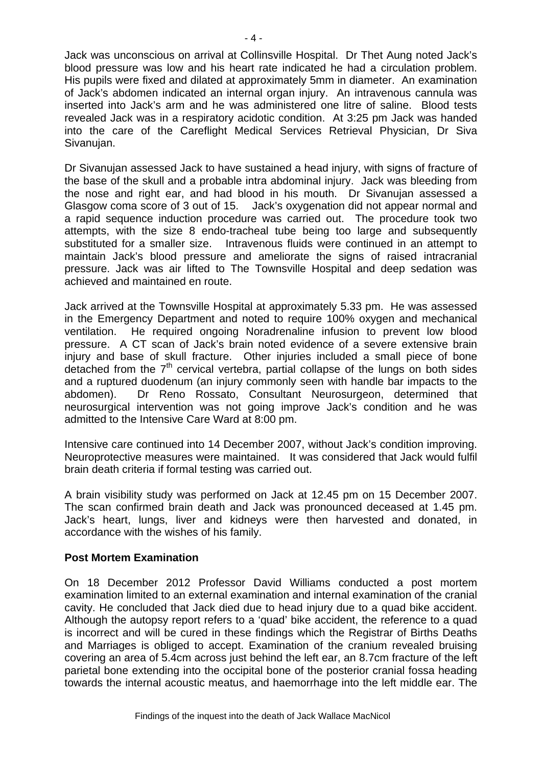Jack was unconscious on arrival at Collinsville Hospital. Dr Thet Aung noted Jack's blood pressure was low and his heart rate indicated he had a circulation problem. His pupils were fixed and dilated at approximately 5mm in diameter. An examination of Jack's abdomen indicated an internal organ injury. An intravenous cannula was inserted into Jack's arm and he was administered one litre of saline. Blood tests revealed Jack was in a respiratory acidotic condition. At 3:25 pm Jack was handed into the care of the Careflight Medical Services Retrieval Physician, Dr Siva Sivanujan.

Dr Sivanujan assessed Jack to have sustained a head injury, with signs of fracture of the base of the skull and a probable intra abdominal injury. Jack was bleeding from the nose and right ear, and had blood in his mouth. Dr Sivanujan assessed a Glasgow coma score of 3 out of 15. Jack's oxygenation did not appear normal and a rapid sequence induction procedure was carried out. The procedure took two attempts, with the size 8 endo-tracheal tube being too large and subsequently substituted for a smaller size. Intravenous fluids were continued in an attempt to maintain Jack's blood pressure and ameliorate the signs of raised intracranial pressure. Jack was air lifted to The Townsville Hospital and deep sedation was achieved and maintained en route.

Jack arrived at the Townsville Hospital at approximately 5.33 pm. He was assessed in the Emergency Department and noted to require 100% oxygen and mechanical ventilation. He required ongoing Noradrenaline infusion to prevent low blood pressure. A CT scan of Jack's brain noted evidence of a severe extensive brain injury and base of skull fracture. Other injuries included a small piece of bone detached from the 7th cervical vertebra, partial collapse of the lungs on both sides and a ruptured duodenum (an injury commonly seen with handle bar impacts to the abdomen). Dr Reno Rossato, Consultant Neurosurgeon, determined that neurosurgical intervention was not going improve Jack's condition and he was admitted to the Intensive Care Ward at 8:00 pm.

Intensive care continued into 14 December 2007, without Jack's condition improving. Neuroprotective measures were maintained. It was considered that Jack would fulfil brain death criteria if formal testing was carried out.

A brain visibility study was performed on Jack at 12.45 pm on 15 December 2007. The scan confirmed brain death and Jack was pronounced deceased at 1.45 pm. Jack's heart, lungs, liver and kidneys were then harvested and donated, in accordance with the wishes of his family.

**Post Mortem Examination**

On 18 December 2012 Professor David Williams conducted a post mortem examination limited to an external examination and internal examination of the cranial cavity. He concluded that Jack died due to head injury due to a quad bike accident. Although the autopsy report refers to a 'quad' bike accident, the reference to a quad is incorrect and will be cured in these findings which the Registrar of Births Deaths and Marriages is obliged to accept. Examination of the cranium revealed bruising covering an area of 5.4cm across just behind the left ear, an 8.7cm fracture of the left parietal bone extending into the occipital bone of the posterior cranial fossa heading towards the internal acoustic meatus, and haemorrhage into the left middle ear. The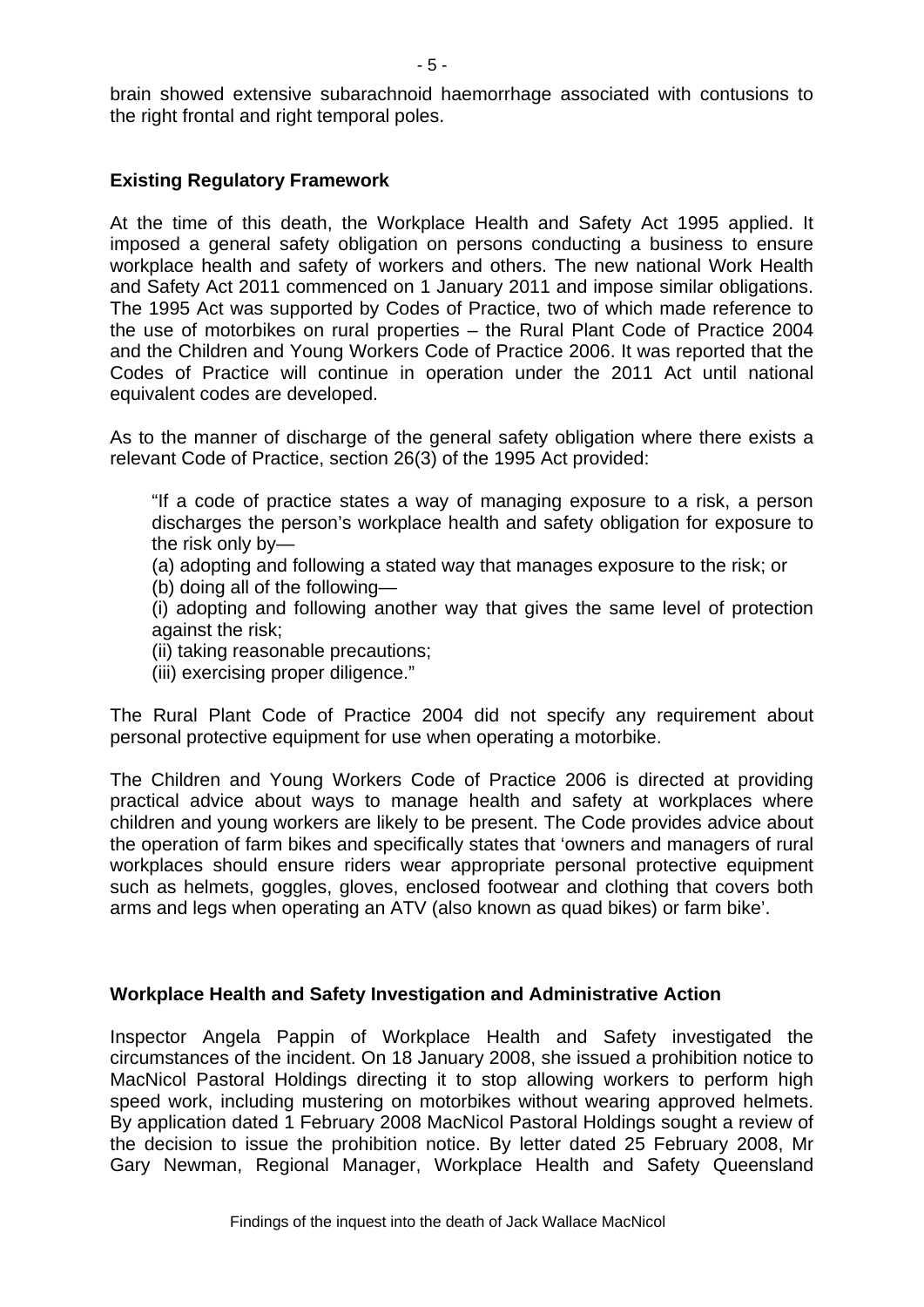brain showed extensive subarachnoid haemorrhage associated with contusions to the right frontal and right temporal poles.

## Existing Regulatory Framework

At the time of this death, the Workplace Health and Safety Act 1995 applied. It imposed a general safety obligation on persons conducting a business to ensure workplace health and safety of workers and others. The new national Work Health and Safety Act 2011 commenced on 1 January 2011 and impose similar obligations. The 1995 Act was supported by Codes of Practice, two of which made reference to the use of motorbikes on rural properties – the Rural Plant Code of Practice 2004 and the Children and Young Workers Code of Practice 2006. It was reported that the Codes of Practice will continue in operation under the 2011 Act until national equivalent codes are developed.

As to the manner of discharge of the general safety obligation where there exists a relevant Code of Practice, section 26(3) of the 1995 Act provided:

> "If a code of practice states a way of managing exposure to a risk, a person discharges the person's workplace health and safety obligation for exposure to the risk only by—
>
> (a) adopting and following a stated way that manages exposure to the risk; or
>
> (b) doing all of the following—
>
> (i) adopting and following another way that gives the same level of protection against the risk;
>
> (ii) taking reasonable precautions;
>
> (iii) exercising proper diligence."

The Rural Plant Code of Practice 2004 did not specify any requirement about personal protective equipment for use when operating a motorbike.

The Children and Young Workers Code of Practice 2006 is directed at providing practical advice about ways to manage health and safety at workplaces where children and young workers are likely to be present. The Code provides advice about the operation of farm bikes and specifically states that 'owners and managers of rural workplaces should ensure riders wear appropriate personal protective equipment such as helmets, goggles, gloves, enclosed footwear and clothing that covers both arms and legs when operating an ATV (also known as quad bikes) or farm bike'.

## Workplace Health and Safety Investigation and Administrative Action

Inspector Angela Pappin of Workplace Health and Safety investigated the circumstances of the incident. On 18 January 2008, she issued a prohibition notice to MacNicol Pastoral Holdings directing it to stop allowing workers to perform high speed work, including mustering on motorbikes without wearing approved helmets. By application dated 1 February 2008 MacNicol Pastoral Holdings sought a review of the decision to issue the prohibition notice. By letter dated 25 February 2008, Mr Gary Newman, Regional Manager, Workplace Health and Safety Queensland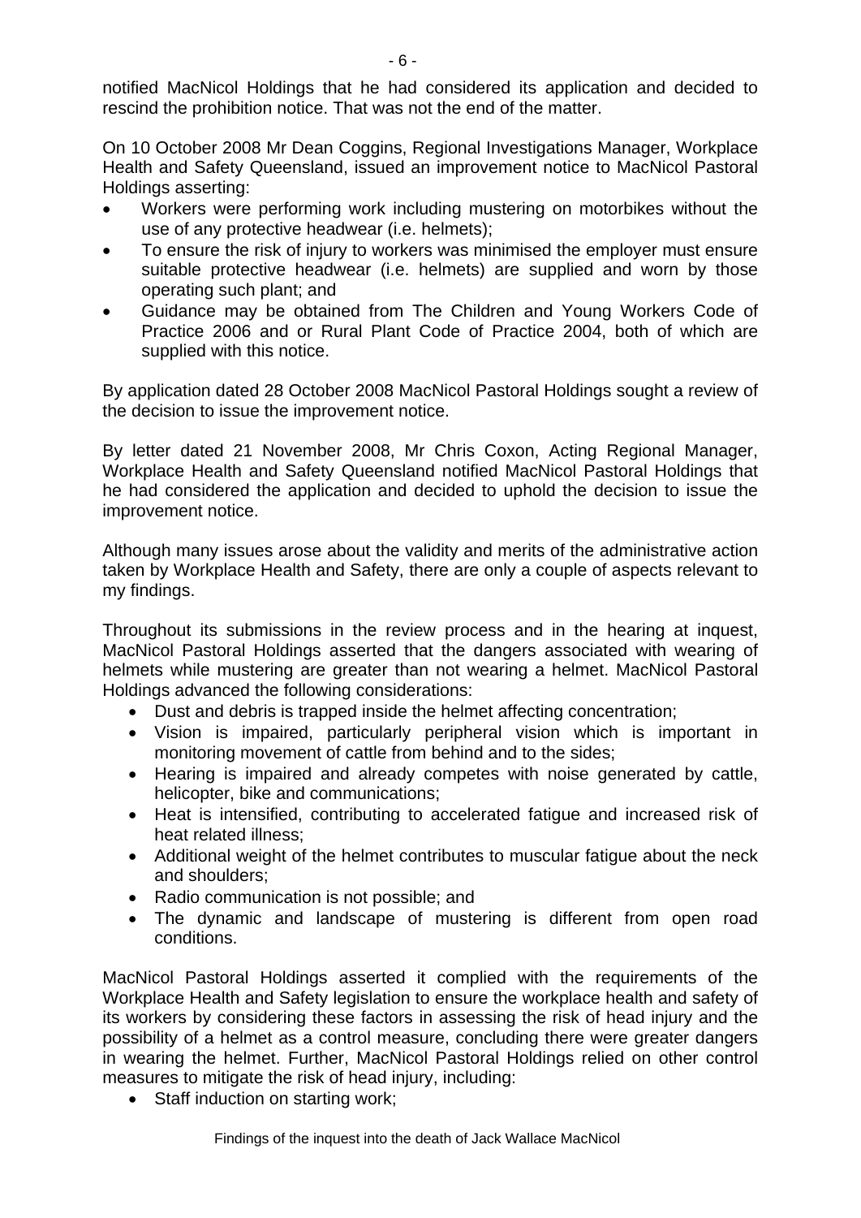notified MacNicol Holdings that he had considered its application and decided to rescind the prohibition notice. That was not the end of the matter.

On 10 October 2008 Mr Dean Coggins, Regional Investigations Manager, Workplace Health and Safety Queensland, issued an improvement notice to MacNicol Pastoral Holdings asserting:

- Workers were performing work including mustering on motorbikes without the use of any protective headwear (i.e. helmets);
- To ensure the risk of injury to workers was minimised the employer must ensure suitable protective headwear (i.e. helmets) are supplied and worn by those operating such plant; and
- Guidance may be obtained from The Children and Young Workers Code of Practice 2006 and or Rural Plant Code of Practice 2004, both of which are supplied with this notice.

By application dated 28 October 2008 MacNicol Pastoral Holdings sought a review of the decision to issue the improvement notice.

By letter dated 21 November 2008, Mr Chris Coxon, Acting Regional Manager, Workplace Health and Safety Queensland notified MacNicol Pastoral Holdings that he had considered the application and decided to uphold the decision to issue the improvement notice.

Although many issues arose about the validity and merits of the administrative action taken by Workplace Health and Safety, there are only a couple of aspects relevant to my findings.

Throughout its submissions in the review process and in the hearing at inquest, MacNicol Pastoral Holdings asserted that the dangers associated with wearing of helmets while mustering are greater than not wearing a helmet. MacNicol Pastoral Holdings advanced the following considerations:

- Dust and debris is trapped inside the helmet affecting concentration;
- Vision is impaired, particularly peripheral vision which is important in monitoring movement of cattle from behind and to the sides;
- Hearing is impaired and already competes with noise generated by cattle, helicopter, bike and communications;
- Heat is intensified, contributing to accelerated fatigue and increased risk of heat related illness;
- Additional weight of the helmet contributes to muscular fatigue about the neck and shoulders;
- Radio communication is not possible; and
- The dynamic and landscape of mustering is different from open road conditions.

MacNicol Pastoral Holdings asserted it complied with the requirements of the Workplace Health and Safety legislation to ensure the workplace health and safety of its workers by considering these factors in assessing the risk of head injury and the possibility of a helmet as a control measure, concluding there were greater dangers in wearing the helmet. Further, MacNicol Pastoral Holdings relied on other control measures to mitigate the risk of head injury, including:

- Staff induction on starting work;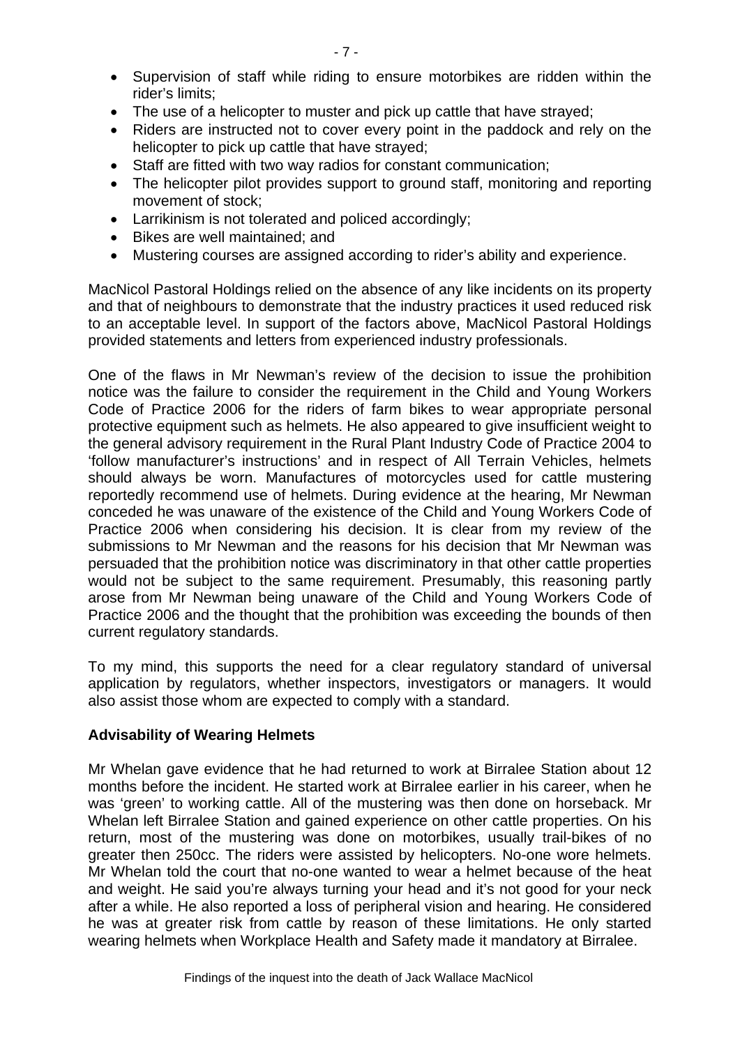- Supervision of staff while riding to ensure motorbikes are ridden within the rider's limits;
- The use of a helicopter to muster and pick up cattle that have strayed;
- Riders are instructed not to cover every point in the paddock and rely on the helicopter to pick up cattle that have strayed;
- Staff are fitted with two way radios for constant communication;
- The helicopter pilot provides support to ground staff, monitoring and reporting movement of stock;
- Larrikinism is not tolerated and policed accordingly;
- Bikes are well maintained; and
- Mustering courses are assigned according to rider's ability and experience.

MacNicol Pastoral Holdings relied on the absence of any like incidents on its property and that of neighbours to demonstrate that the industry practices it used reduced risk to an acceptable level. In support of the factors above, MacNicol Pastoral Holdings provided statements and letters from experienced industry professionals.

One of the flaws in Mr Newman's review of the decision to issue the prohibition notice was the failure to consider the requirement in the Child and Young Workers Code of Practice 2006 for the riders of farm bikes to wear appropriate personal protective equipment such as helmets. He also appeared to give insufficient weight to the general advisory requirement in the Rural Plant Industry Code of Practice 2004 to 'follow manufacturer's instructions' and in respect of All Terrain Vehicles, helmets should always be worn. Manufactures of motorcycles used for cattle mustering reportedly recommend use of helmets. During evidence at the hearing, Mr Newman conceded he was unaware of the existence of the Child and Young Workers Code of Practice 2006 when considering his decision. It is clear from my review of the submissions to Mr Newman and the reasons for his decision that Mr Newman was persuaded that the prohibition notice was discriminatory in that other cattle properties would not be subject to the same requirement. Presumably, this reasoning partly arose from Mr Newman being unaware of the Child and Young Workers Code of Practice 2006 and the thought that the prohibition was exceeding the bounds of then current regulatory standards.

To my mind, this supports the need for a clear regulatory standard of universal application by regulators, whether inspectors, investigators or managers. It would also assist those whom are expected to comply with a standard.

**Advisability of Wearing Helmets**

Mr Whelan gave evidence that he had returned to work at Birralee Station about 12 months before the incident. He started work at Birralee earlier in his career, when he was 'green' to working cattle. All of the mustering was then done on horseback. Mr Whelan left Birralee Station and gained experience on other cattle properties. On his return, most of the mustering was done on motorbikes, usually trail-bikes of no greater then 250cc. The riders were assisted by helicopters. No-one wore helmets. Mr Whelan told the court that no-one wanted to wear a helmet because of the heat and weight. He said you're always turning your head and it's not good for your neck after a while. He also reported a loss of peripheral vision and hearing. He considered he was at greater risk from cattle by reason of these limitations. He only started wearing helmets when Workplace Health and Safety made it mandatory at Birralee.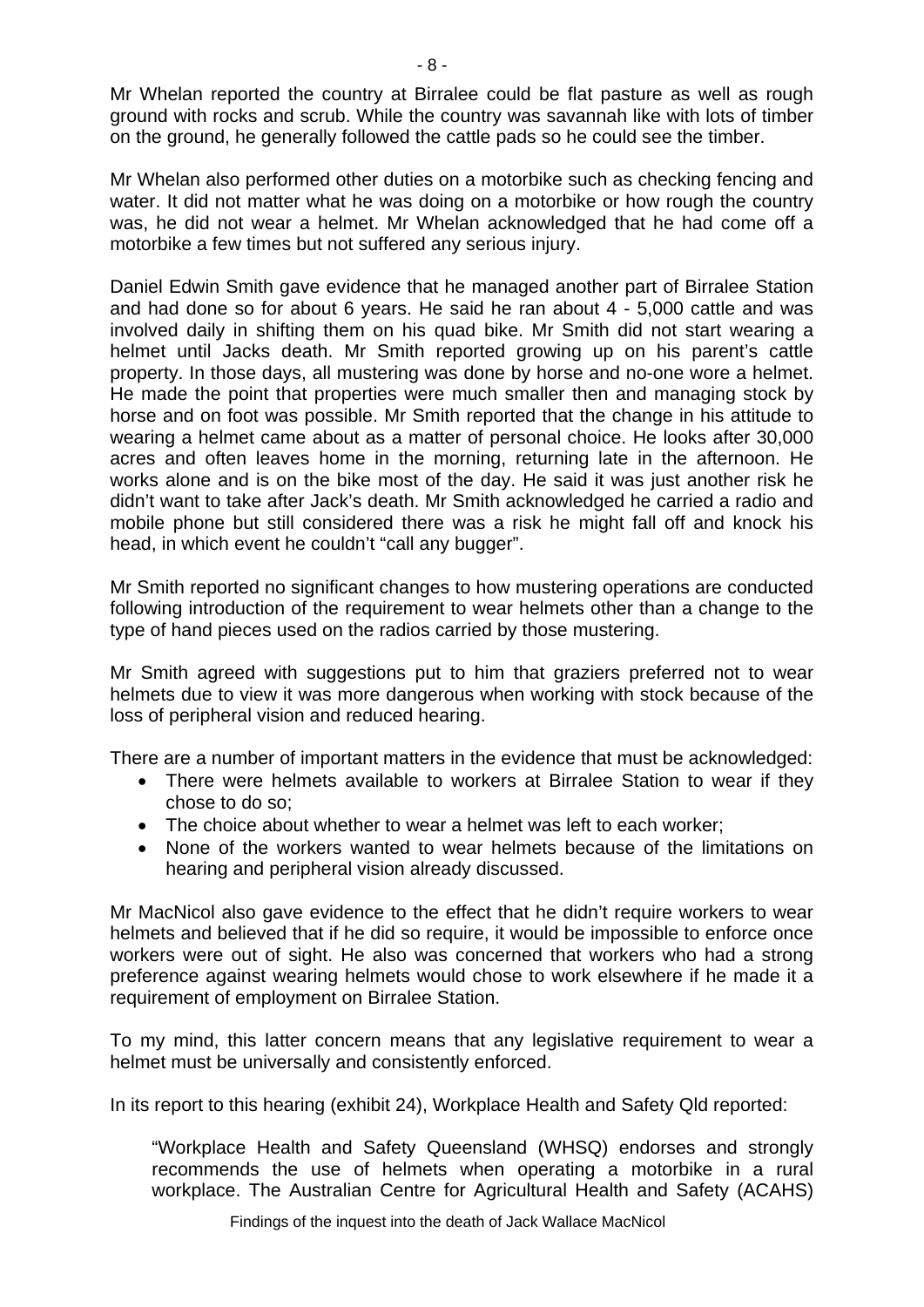Mr Whelan reported the country at Birralee could be flat pasture as well as rough ground with rocks and scrub. While the country was savannah like with lots of timber on the ground, he generally followed the cattle pads so he could see the timber.

Mr Whelan also performed other duties on a motorbike such as checking fencing and water. It did not matter what he was doing on a motorbike or how rough the country was, he did not wear a helmet. Mr Whelan acknowledged that he had come off a motorbike a few times but not suffered any serious injury.

Daniel Edwin Smith gave evidence that he managed another part of Birralee Station and had done so for about 6 years. He said he ran about 4 - 5,000 cattle and was involved daily in shifting them on his quad bike. Mr Smith did not start wearing a helmet until Jacks death. Mr Smith reported growing up on his parent's cattle property. In those days, all mustering was done by horse and no-one wore a helmet. He made the point that properties were much smaller then and managing stock by horse and on foot was possible. Mr Smith reported that the change in his attitude to wearing a helmet came about as a matter of personal choice. He looks after 30,000 acres and often leaves home in the morning, returning late in the afternoon. He works alone and is on the bike most of the day. He said it was just another risk he didn't want to take after Jack's death. Mr Smith acknowledged he carried a radio and mobile phone but still considered there was a risk he might fall off and knock his head, in which event he couldn't "call any bugger".

Mr Smith reported no significant changes to how mustering operations are conducted following introduction of the requirement to wear helmets other than a change to the type of hand pieces used on the radios carried by those mustering.

Mr Smith agreed with suggestions put to him that graziers preferred not to wear helmets due to view it was more dangerous when working with stock because of the loss of peripheral vision and reduced hearing.

There are a number of important matters in the evidence that must be acknowledged:

- There were helmets available to workers at Birralee Station to wear if they chose to do so;
- The choice about whether to wear a helmet was left to each worker;
- None of the workers wanted to wear helmets because of the limitations on hearing and peripheral vision already discussed.

Mr MacNicol also gave evidence to the effect that he didn't require workers to wear helmets and believed that if he did so require, it would be impossible to enforce once workers were out of sight. He also was concerned that workers who had a strong preference against wearing helmets would chose to work elsewhere if he made it a requirement of employment on Birralee Station.

To my mind, this latter concern means that any legislative requirement to wear a helmet must be universally and consistently enforced.

In its report to this hearing (exhibit 24), Workplace Health and Safety Qld reported:

> "Workplace Health and Safety Queensland (WHSQ) endorses and strongly recommends the use of helmets when operating a motorbike in a rural workplace. The Australian Centre for Agricultural Health and Safety (ACAHS)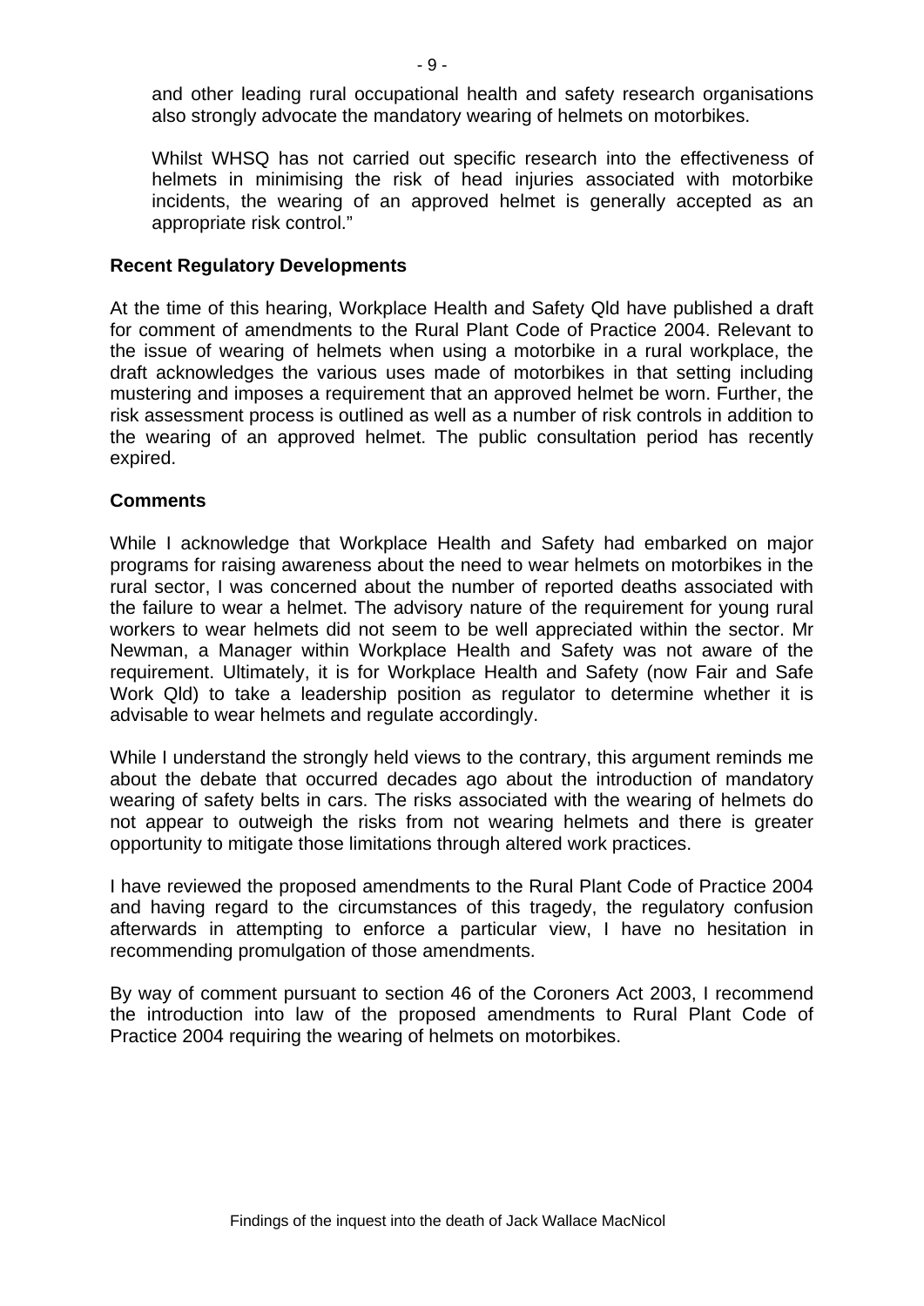and other leading rural occupational health and safety research organisations also strongly advocate the mandatory wearing of helmets on motorbikes.

Whilst WHSQ has not carried out specific research into the effectiveness of helmets in minimising the risk of head injuries associated with motorbike incidents, the wearing of an approved helmet is generally accepted as an appropriate risk control."

**Recent Regulatory Developments**

At the time of this hearing, Workplace Health and Safety Qld have published a draft for comment of amendments to the Rural Plant Code of Practice 2004. Relevant to the issue of wearing of helmets when using a motorbike in a rural workplace, the draft acknowledges the various uses made of motorbikes in that setting including mustering and imposes a requirement that an approved helmet be worn. Further, the risk assessment process is outlined as well as a number of risk controls in addition to the wearing of an approved helmet. The public consultation period has recently expired.

**Comments**

While I acknowledge that Workplace Health and Safety had embarked on major programs for raising awareness about the need to wear helmets on motorbikes in the rural sector, I was concerned about the number of reported deaths associated with the failure to wear a helmet. The advisory nature of the requirement for young rural workers to wear helmets did not seem to be well appreciated within the sector. Mr Newman, a Manager within Workplace Health and Safety was not aware of the requirement. Ultimately, it is for Workplace Health and Safety (now Fair and Safe Work Qld) to take a leadership position as regulator to determine whether it is advisable to wear helmets and regulate accordingly.

While I understand the strongly held views to the contrary, this argument reminds me about the debate that occurred decades ago about the introduction of mandatory wearing of safety belts in cars. The risks associated with the wearing of helmets do not appear to outweigh the risks from not wearing helmets and there is greater opportunity to mitigate those limitations through altered work practices.

I have reviewed the proposed amendments to the Rural Plant Code of Practice 2004 and having regard to the circumstances of this tragedy, the regulatory confusion afterwards in attempting to enforce a particular view, I have no hesitation in recommending promulgation of those amendments.

By way of comment pursuant to section 46 of the Coroners Act 2003, I recommend the introduction into law of the proposed amendments to Rural Plant Code of Practice 2004 requiring the wearing of helmets on motorbikes.